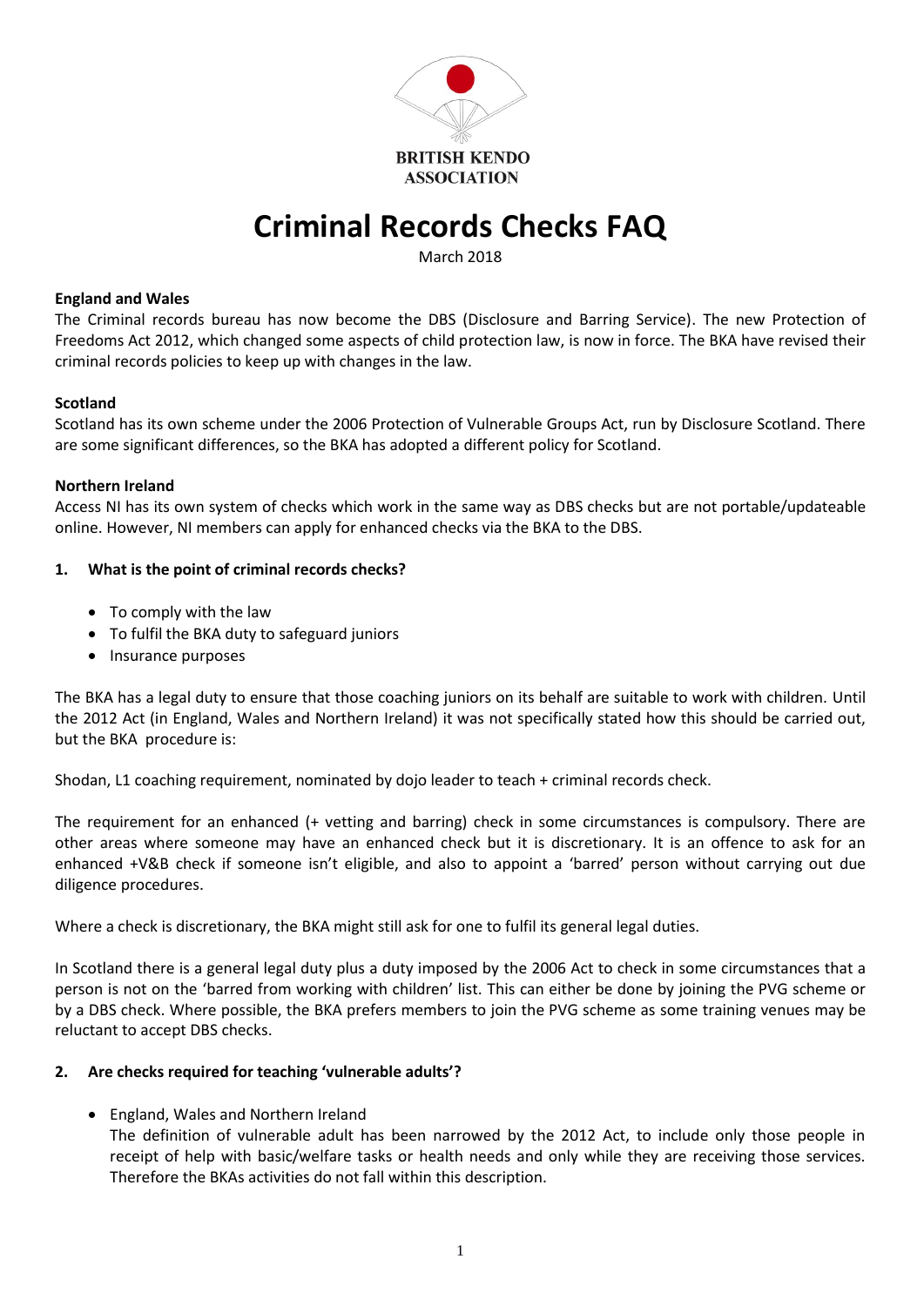BRITISH KENDO ASSOCIATION

# Criminal Records Checks FAQ

March 2018

**England and Wales**
The Criminal records bureau has now become the DBS (Disclosure and Barring Service). The new Protection of Freedoms Act 2012, which changed some aspects of child protection law, is now in force. The BKA have revised their criminal records policies to keep up with changes in the law.

**Scotland**
Scotland has its own scheme under the 2006 Protection of Vulnerable Groups Act, run by Disclosure Scotland. There are some significant differences, so the BKA has adopted a different policy for Scotland.

**Northern Ireland**
Access NI has its own system of checks which work in the same way as DBS checks but are not portable/updateable online. However, NI members can apply for enhanced checks via the BKA to the DBS.

**1. What is the point of criminal records checks?**

- To comply with the law
- To fulfil the BKA duty to safeguard juniors
- Insurance purposes

The BKA has a legal duty to ensure that those coaching juniors on its behalf are suitable to work with children. Until the 2012 Act (in England, Wales and Northern Ireland) it was not specifically stated how this should be carried out, but the BKA procedure is:

Shodan, L1 coaching requirement, nominated by dojo leader to teach + criminal records check.

The requirement for an enhanced (+ vetting and barring) check in some circumstances is compulsory. There are other areas where someone may have an enhanced check but it is discretionary. It is an offence to ask for an enhanced +V&B check if someone isn't eligible, and also to appoint a 'barred' person without carrying out due diligence procedures.

Where a check is discretionary, the BKA might still ask for one to fulfil its general legal duties.

In Scotland there is a general legal duty plus a duty imposed by the 2006 Act to check in some circumstances that a person is not on the 'barred from working with children' list. This can either be done by joining the PVG scheme or by a DBS check. Where possible, the BKA prefers members to join the PVG scheme as some training venues may be reluctant to accept DBS checks.

**2. Are checks required for teaching 'vulnerable adults'?**

- England, Wales and Northern Ireland
  The definition of vulnerable adult has been narrowed by the 2012 Act, to include only those people in receipt of help with basic/welfare tasks or health needs and only while they are receiving those services. Therefore the BKAs activities do not fall within this description.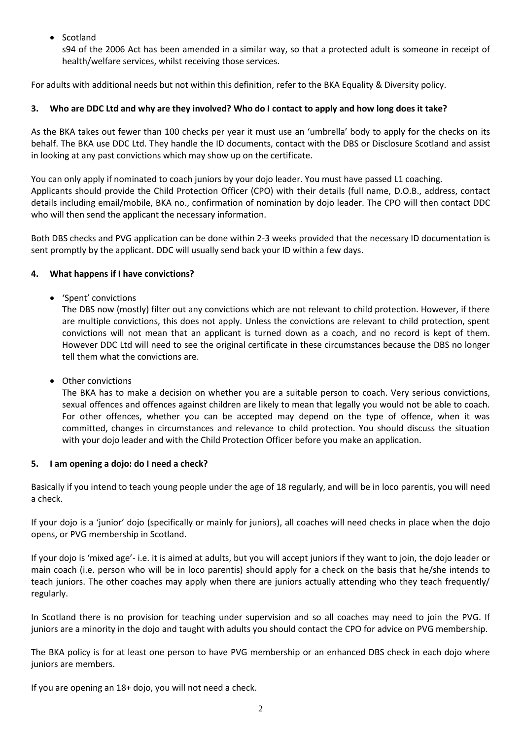- Scotland

  s94 of the 2006 Act has been amended in a similar way, so that a protected adult is someone in receipt of health/welfare services, whilst receiving those services.

For adults with additional needs but not within this definition, refer to the BKA Equality & Diversity policy.

### 3. Who are DDC Ltd and why are they involved? Who do I contact to apply and how long does it take?

As the BKA takes out fewer than 100 checks per year it must use an 'umbrella' body to apply for the checks on its behalf. The BKA use DDC Ltd. They handle the ID documents, contact with the DBS or Disclosure Scotland and assist in looking at any past convictions which may show up on the certificate.

You can only apply if nominated to coach juniors by your dojo leader. You must have passed L1 coaching.
Applicants should provide the Child Protection Officer (CPO) with their details (full name, D.O.B., address, contact details including email/mobile, BKA no., confirmation of nomination by dojo leader. The CPO will then contact DDC who will then send the applicant the necessary information.

Both DBS checks and PVG application can be done within 2-3 weeks provided that the necessary ID documentation is sent promptly by the applicant. DDC will usually send back your ID within a few days.

### 4. What happens if I have convictions?

- 'Spent' convictions

  The DBS now (mostly) filter out any convictions which are not relevant to child protection. However, if there are multiple convictions, this does not apply. Unless the convictions are relevant to child protection, spent convictions will not mean that an applicant is turned down as a coach, and no record is kept of them. However DDC Ltd will need to see the original certificate in these circumstances because the DBS no longer tell them what the convictions are.

- Other convictions

  The BKA has to make a decision on whether you are a suitable person to coach. Very serious convictions, sexual offences and offences against children are likely to mean that legally you would not be able to coach. For other offences, whether you can be accepted may depend on the type of offence, when it was committed, changes in circumstances and relevance to child protection. You should discuss the situation with your dojo leader and with the Child Protection Officer before you make an application.

### 5. I am opening a dojo: do I need a check?

Basically if you intend to teach young people under the age of 18 regularly, and will be in loco parentis, you will need a check.

If your dojo is a 'junior' dojo (specifically or mainly for juniors), all coaches will need checks in place when the dojo opens, or PVG membership in Scotland.

If your dojo is 'mixed age'- i.e. it is aimed at adults, but you will accept juniors if they want to join, the dojo leader or main coach (i.e. person who will be in loco parentis) should apply for a check on the basis that he/she intends to teach juniors. The other coaches may apply when there are juniors actually attending who they teach frequently/ regularly.

In Scotland there is no provision for teaching under supervision and so all coaches may need to join the PVG. If juniors are a minority in the dojo and taught with adults you should contact the CPO for advice on PVG membership.

The BKA policy is for at least one person to have PVG membership or an enhanced DBS check in each dojo where juniors are members.

If you are opening an 18+ dojo, you will not need a check.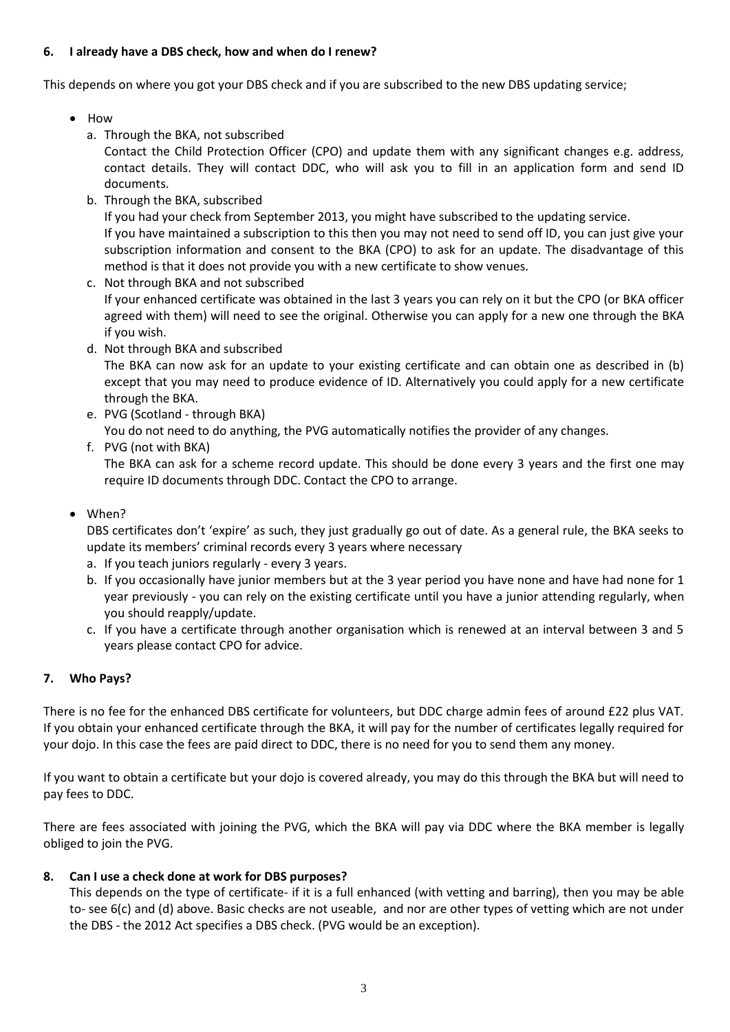### 6. I already have a DBS check, how and when do I renew?

This depends on where you got your DBS check and if you are subscribed to the new DBS updating service;

- How
  a. Through the BKA, not subscribed
     Contact the Child Protection Officer (CPO) and update them with any significant changes e.g. address, contact details. They will contact DDC, who will ask you to fill in an application form and send ID documents.
  b. Through the BKA, subscribed
     If you had your check from September 2013, you might have subscribed to the updating service.
     If you have maintained a subscription to this then you may not need to send off ID, you can just give your subscription information and consent to the BKA (CPO) to ask for an update. The disadvantage of this method is that it does not provide you with a new certificate to show venues.
  c. Not through BKA and not subscribed
     If your enhanced certificate was obtained in the last 3 years you can rely on it but the CPO (or BKA officer agreed with them) will need to see the original. Otherwise you can apply for a new one through the BKA if you wish.
  d. Not through BKA and subscribed
     The BKA can now ask for an update to your existing certificate and can obtain one as described in (b) except that you may need to produce evidence of ID. Alternatively you could apply for a new certificate through the BKA.
  e. PVG (Scotland - through BKA)
     You do not need to do anything, the PVG automatically notifies the provider of any changes.
  f. PVG (not with BKA)
     The BKA can ask for a scheme record update. This should be done every 3 years and the first one may require ID documents through DDC. Contact the CPO to arrange.

- When?
  DBS certificates don't 'expire' as such, they just gradually go out of date. As a general rule, the BKA seeks to update its members' criminal records every 3 years where necessary
  a. If you teach juniors regularly - every 3 years.
  b. If you occasionally have junior members but at the 3 year period you have none and have had none for 1 year previously - you can rely on the existing certificate until you have a junior attending regularly, when you should reapply/update.
  c. If you have a certificate through another organisation which is renewed at an interval between 3 and 5 years please contact CPO for advice.

### 7. Who Pays?

There is no fee for the enhanced DBS certificate for volunteers, but DDC charge admin fees of around £22 plus VAT. If you obtain your enhanced certificate through the BKA, it will pay for the number of certificates legally required for your dojo. In this case the fees are paid direct to DDC, there is no need for you to send them any money.

If you want to obtain a certificate but your dojo is covered already, you may do this through the BKA but will need to pay fees to DDC.

There are fees associated with joining the PVG, which the BKA will pay via DDC where the BKA member is legally obliged to join the PVG.

### 8. Can I use a check done at work for DBS purposes?

This depends on the type of certificate- if it is a full enhanced (with vetting and barring), then you may be able to- see 6(c) and (d) above. Basic checks are not useable, and nor are other types of vetting which are not under the DBS - the 2012 Act specifies a DBS check. (PVG would be an exception).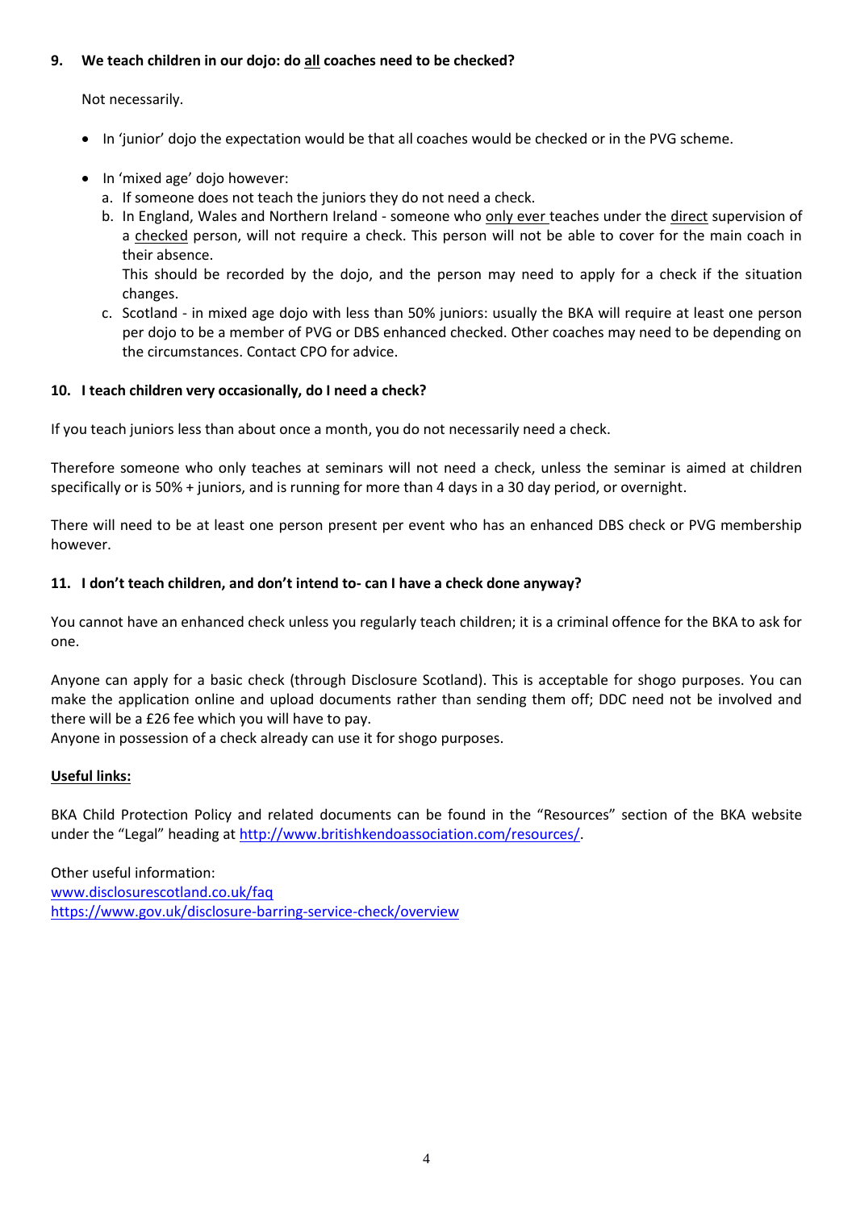**9. We teach children in our dojo: do <u>all</u> coaches need to be checked?**

Not necessarily.

- In 'junior' dojo the expectation would be that all coaches would be checked or in the PVG scheme.

- In 'mixed age' dojo however:
  a. If someone does not teach the juniors they do not need a check.
  b. In England, Wales and Northern Ireland - someone who <u>only ever</u> teaches under the <u>direct</u> supervision of a <u>checked</u> person, will not require a check. This person will not be able to cover for the main coach in their absence.
     This should be recorded by the dojo, and the person may need to apply for a check if the situation changes.
  c. Scotland - in mixed age dojo with less than 50% juniors: usually the BKA will require at least one person per dojo to be a member of PVG or DBS enhanced checked. Other coaches may need to be depending on the circumstances. Contact CPO for advice.

**10. I teach children very occasionally, do I need a check?**

If you teach juniors less than about once a month, you do not necessarily need a check.

Therefore someone who only teaches at seminars will not need a check, unless the seminar is aimed at children specifically or is 50% + juniors, and is running for more than 4 days in a 30 day period, or overnight.

There will need to be at least one person present per event who has an enhanced DBS check or PVG membership however.

**11. I don't teach children, and don't intend to- can I have a check done anyway?**

You cannot have an enhanced check unless you regularly teach children; it is a criminal offence for the BKA to ask for one.

Anyone can apply for a basic check (through Disclosure Scotland). This is acceptable for shogo purposes. You can make the application online and upload documents rather than sending them off; DDC need not be involved and there will be a £26 fee which you will have to pay.
Anyone in possession of a check already can use it for shogo purposes.

**<u>Useful links:</u>**

BKA Child Protection Policy and related documents can be found in the "Resources" section of the BKA website under the "Legal" heading at [http://www.britishkendoassociation.com/resources/](http://www.britishkendoassociation.com/resources/).

Other useful information:
[www.disclosurescotland.co.uk/faq](www.disclosurescotland.co.uk/faq)
[https://www.gov.uk/disclosure-barring-service-check/overview](https://www.gov.uk/disclosure-barring-service-check/overview)